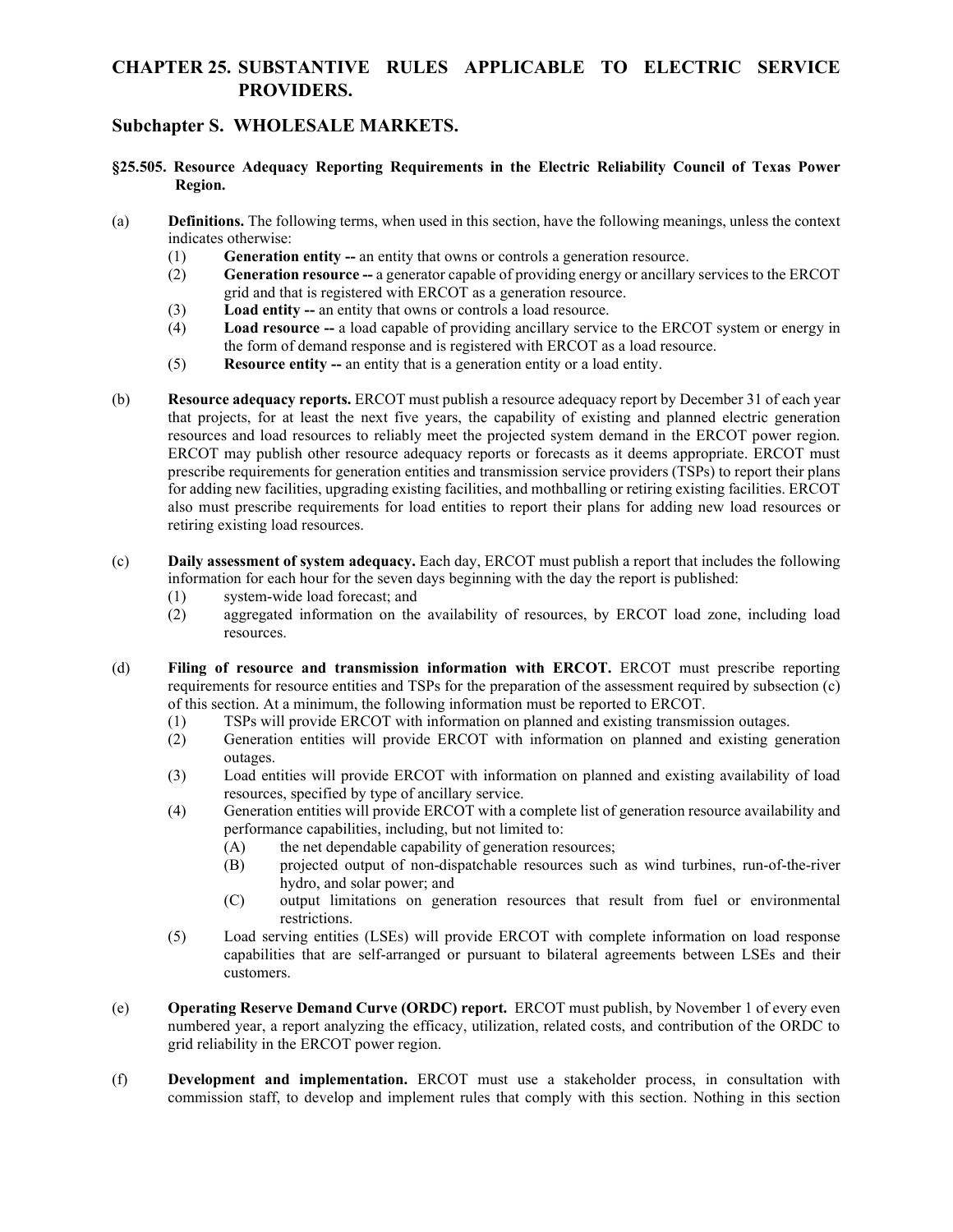# CHAPTER 25. SUBSTANTIVE RULES APPLICABLE TO ELECTRIC SERVICE PROVIDERS.

## Subchapter S. WHOLESALE MARKETS.

### §25.505. Resource Adequacy Reporting Requirements in the Electric Reliability Council of Texas Power Region.

(a) **Definitions.** The following terms, when used in this section, have the following meanings, unless the context indicates otherwise:

(1) **Generation entity --** an entity that owns or controls a generation resource.

(2) **Generation resource --** a generator capable of providing energy or ancillary services to the ERCOT grid and that is registered with ERCOT as a generation resource.

(3) **Load entity --** an entity that owns or controls a load resource.

(4) **Load resource --** a load capable of providing ancillary service to the ERCOT system or energy in the form of demand response and is registered with ERCOT as a load resource.

(5) **Resource entity --** an entity that is a generation entity or a load entity.

(b) **Resource adequacy reports.** ERCOT must publish a resource adequacy report by December 31 of each year that projects, for at least the next five years, the capability of existing and planned electric generation resources and load resources to reliably meet the projected system demand in the ERCOT power region. ERCOT may publish other resource adequacy reports or forecasts as it deems appropriate. ERCOT must prescribe requirements for generation entities and transmission service providers (TSPs) to report their plans for adding new facilities, upgrading existing facilities, and mothballing or retiring existing facilities. ERCOT also must prescribe requirements for load entities to report their plans for adding new load resources or retiring existing load resources.

(c) **Daily assessment of system adequacy.** Each day, ERCOT must publish a report that includes the following information for each hour for the seven days beginning with the day the report is published:

(1) system-wide load forecast; and

(2) aggregated information on the availability of resources, by ERCOT load zone, including load resources.

(d) **Filing of resource and transmission information with ERCOT.** ERCOT must prescribe reporting requirements for resource entities and TSPs for the preparation of the assessment required by subsection (c) of this section. At a minimum, the following information must be reported to ERCOT.

(1) TSPs will provide ERCOT with information on planned and existing transmission outages.

(2) Generation entities will provide ERCOT with information on planned and existing generation outages.

(3) Load entities will provide ERCOT with information on planned and existing availability of load resources, specified by type of ancillary service.

(4) Generation entities will provide ERCOT with a complete list of generation resource availability and performance capabilities, including, but not limited to:

(A) the net dependable capability of generation resources;

(B) projected output of non-dispatchable resources such as wind turbines, run-of-the-river hydro, and solar power; and

(C) output limitations on generation resources that result from fuel or environmental restrictions.

(5) Load serving entities (LSEs) will provide ERCOT with complete information on load response capabilities that are self-arranged or pursuant to bilateral agreements between LSEs and their customers.

(e) **Operating Reserve Demand Curve (ORDC) report.** ERCOT must publish, by November 1 of every even numbered year, a report analyzing the efficacy, utilization, related costs, and contribution of the ORDC to grid reliability in the ERCOT power region.

(f) **Development and implementation.** ERCOT must use a stakeholder process, in consultation with commission staff, to develop and implement rules that comply with this section. Nothing in this section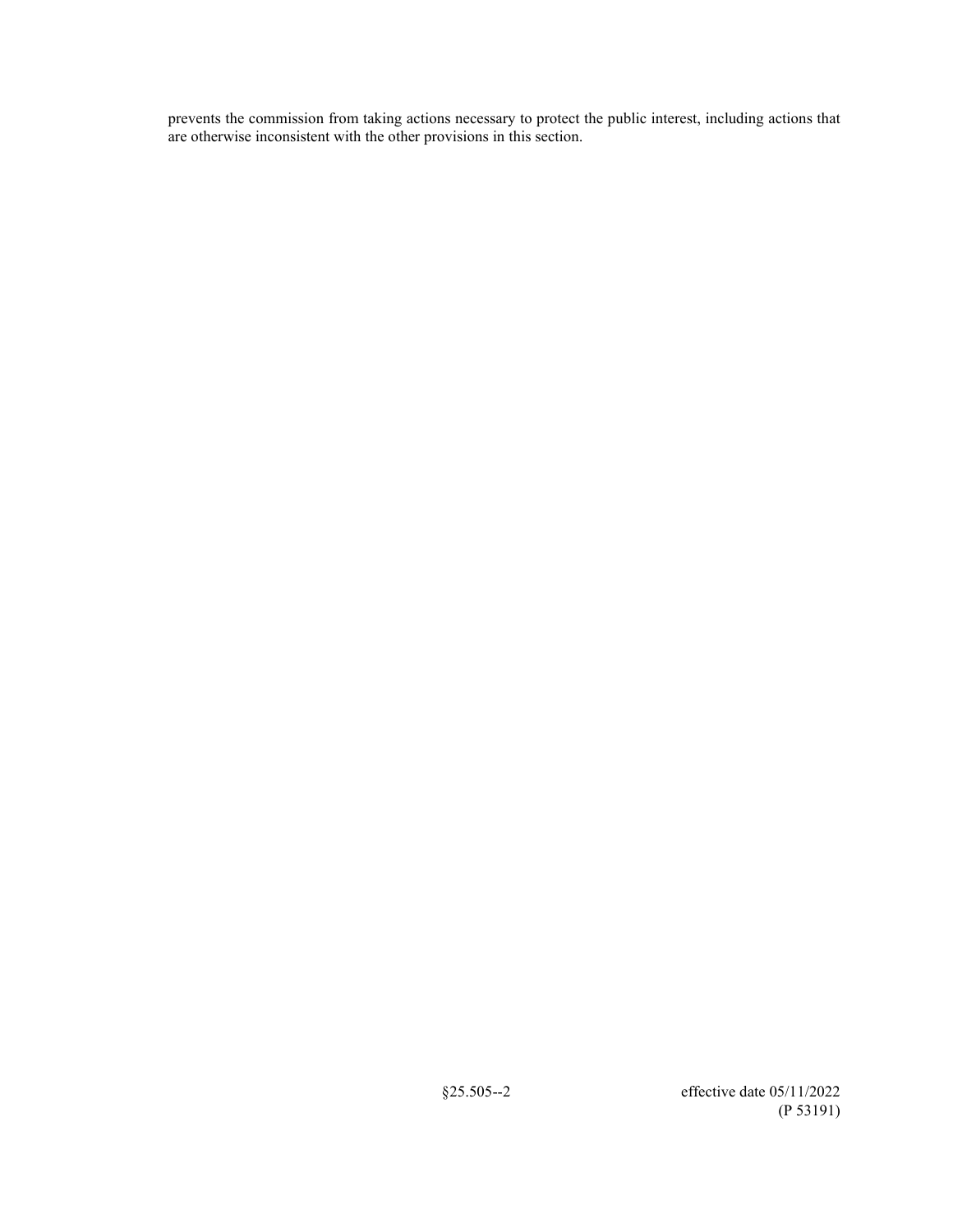prevents the commission from taking actions necessary to protect the public interest, including actions that are otherwise inconsistent with the other provisions in this section.